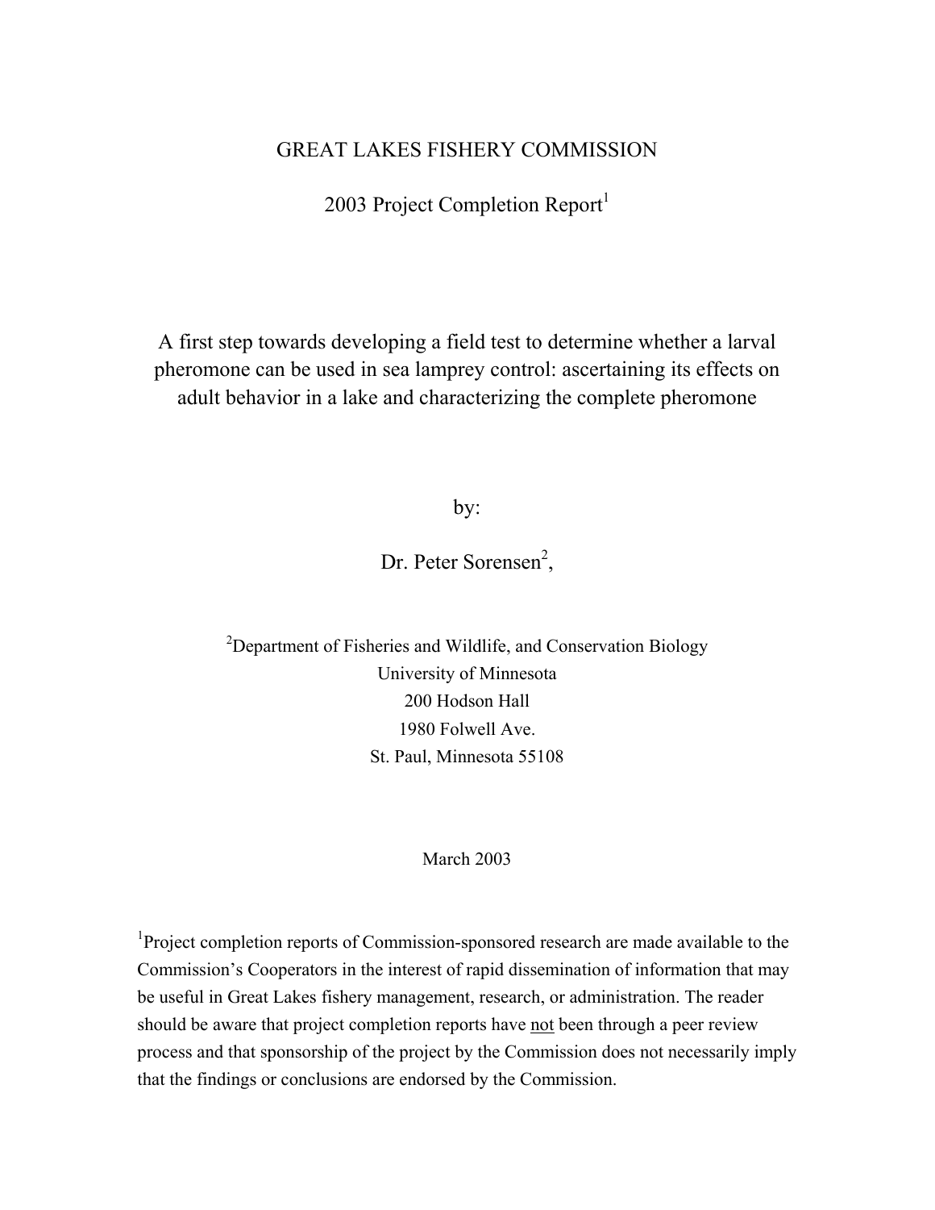GREAT LAKES FISHERY COMMISSION

2003 Project Completion Report[1]

# A first step towards developing a field test to determine whether a larval pheromone can be used in sea lamprey control: ascertaining its effects on adult behavior in a lake and characterizing the complete pheromone

by:

Dr. Peter Sorensen[2],

[2]Department of Fisheries and Wildlife, and Conservation Biology
University of Minnesota
200 Hodson Hall
1980 Folwell Ave.
St. Paul, Minnesota 55108

March 2003

[1]Project completion reports of Commission-sponsored research are made available to the Commission's Cooperators in the interest of rapid dissemination of information that may be useful in Great Lakes fishery management, research, or administration. The reader should be aware that project completion reports have not been through a peer review process and that sponsorship of the project by the Commission does not necessarily imply that the findings or conclusions are endorsed by the Commission.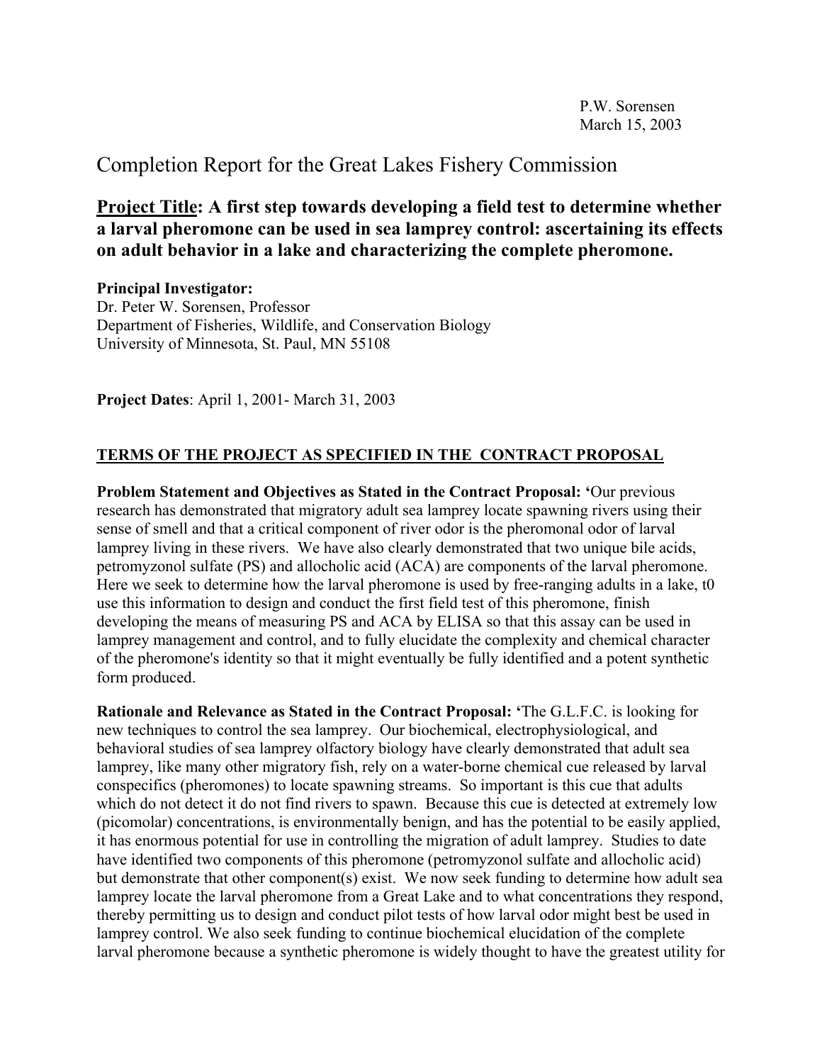P.W. Sorensen
March 15, 2003

# Completion Report for the Great Lakes Fishery Commission

## Project Title: A first step towards developing a field test to determine whether a larval pheromone can be used in sea lamprey control: ascertaining its effects on adult behavior in a lake and characterizing the complete pheromone.

**Principal Investigator:**
Dr. Peter W. Sorensen, Professor
Department of Fisheries, Wildlife, and Conservation Biology
University of Minnesota, St. Paul, MN 55108

**Project Dates**: April 1, 2001- March 31, 2003

## TERMS OF THE PROJECT AS SPECIFIED IN THE CONTRACT PROPOSAL

**Problem Statement and Objectives as Stated in the Contract Proposal: '**Our previous research has demonstrated that migratory adult sea lamprey locate spawning rivers using their sense of smell and that a critical component of river odor is the pheromonal odor of larval lamprey living in these rivers. We have also clearly demonstrated that two unique bile acids, petromyzonol sulfate (PS) and allocholic acid (ACA) are components of the larval pheromone. Here we seek to determine how the larval pheromone is used by free-ranging adults in a lake, t0 use this information to design and conduct the first field test of this pheromone, finish developing the means of measuring PS and ACA by ELISA so that this assay can be used in lamprey management and control, and to fully elucidate the complexity and chemical character of the pheromone's identity so that it might eventually be fully identified and a potent synthetic form produced.

**Rationale and Relevance as Stated in the Contract Proposal: '**The G.L.F.C. is looking for new techniques to control the sea lamprey. Our biochemical, electrophysiological, and behavioral studies of sea lamprey olfactory biology have clearly demonstrated that adult sea lamprey, like many other migratory fish, rely on a water-borne chemical cue released by larval conspecifics (pheromones) to locate spawning streams. So important is this cue that adults which do not detect it do not find rivers to spawn. Because this cue is detected at extremely low (picomolar) concentrations, is environmentally benign, and has the potential to be easily applied, it has enormous potential for use in controlling the migration of adult lamprey. Studies to date have identified two components of this pheromone (petromyzonol sulfate and allocholic acid) but demonstrate that other component(s) exist. We now seek funding to determine how adult sea lamprey locate the larval pheromone from a Great Lake and to what concentrations they respond, thereby permitting us to design and conduct pilot tests of how larval odor might best be used in lamprey control. We also seek funding to continue biochemical elucidation of the complete larval pheromone because a synthetic pheromone is widely thought to have the greatest utility for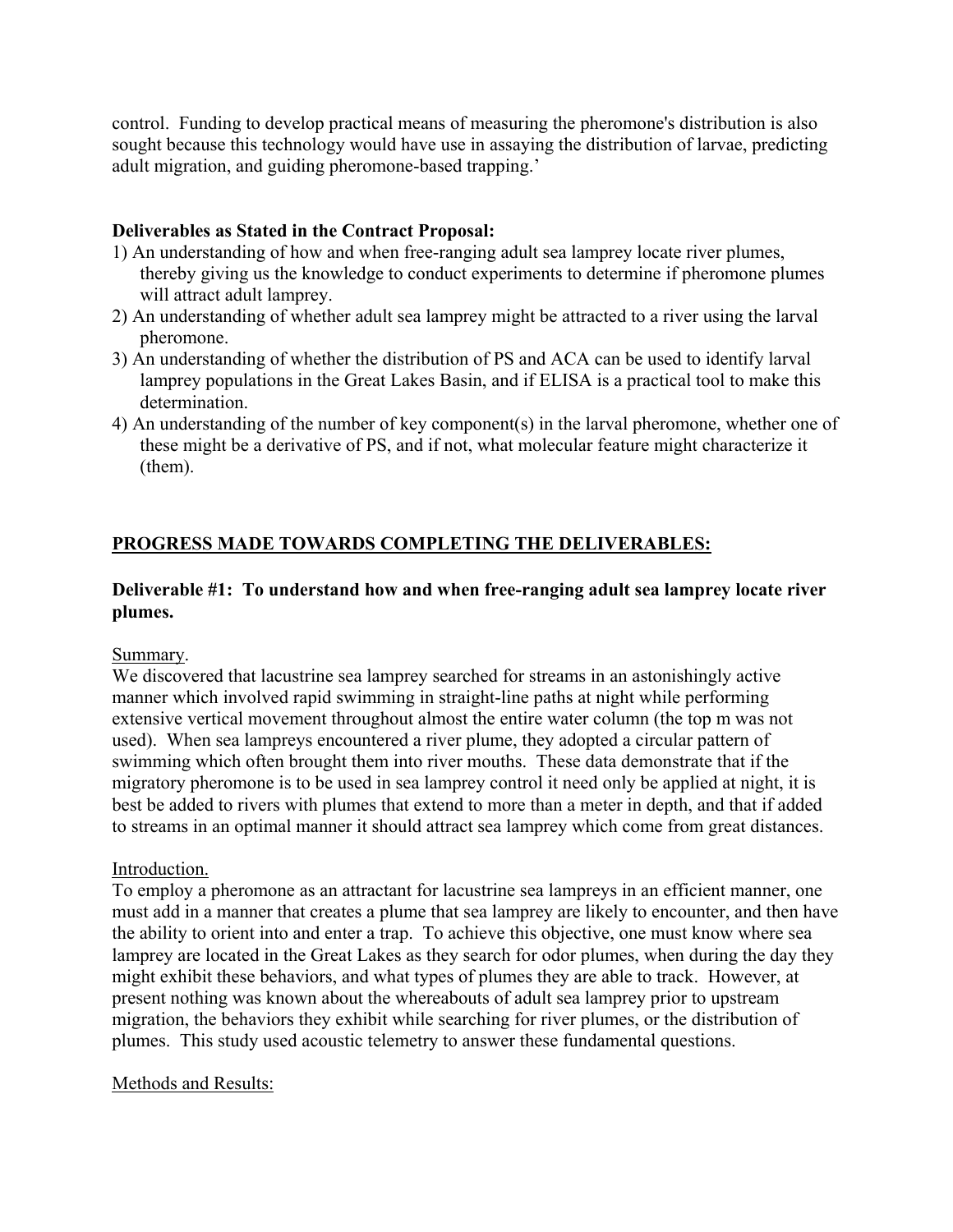control. Funding to develop practical means of measuring the pheromone's distribution is also sought because this technology would have use in assaying the distribution of larvae, predicting adult migration, and guiding pheromone-based trapping.'

**Deliverables as Stated in the Contract Proposal:**

1) An understanding of how and when free-ranging adult sea lamprey locate river plumes, thereby giving us the knowledge to conduct experiments to determine if pheromone plumes will attract adult lamprey.
2) An understanding of whether adult sea lamprey might be attracted to a river using the larval pheromone.
3) An understanding of whether the distribution of PS and ACA can be used to identify larval lamprey populations in the Great Lakes Basin, and if ELISA is a practical tool to make this determination.
4) An understanding of the number of key component(s) in the larval pheromone, whether one of these might be a derivative of PS, and if not, what molecular feature might characterize it (them).

## PROGRESS MADE TOWARDS COMPLETING THE DELIVERABLES:

### Deliverable #1: To understand how and when free-ranging adult sea lamprey locate river plumes.

Summary.

We discovered that lacustrine sea lamprey searched for streams in an astonishingly active manner which involved rapid swimming in straight-line paths at night while performing extensive vertical movement throughout almost the entire water column (the top m was not used). When sea lampreys encountered a river plume, they adopted a circular pattern of swimming which often brought them into river mouths. These data demonstrate that if the migratory pheromone is to be used in sea lamprey control it need only be applied at night, it is best be added to rivers with plumes that extend to more than a meter in depth, and that if added to streams in an optimal manner it should attract sea lamprey which come from great distances.

Introduction.

To employ a pheromone as an attractant for lacustrine sea lampreys in an efficient manner, one must add in a manner that creates a plume that sea lamprey are likely to encounter, and then have the ability to orient into and enter a trap. To achieve this objective, one must know where sea lamprey are located in the Great Lakes as they search for odor plumes, when during the day they might exhibit these behaviors, and what types of plumes they are able to track. However, at present nothing was known about the whereabouts of adult sea lamprey prior to upstream migration, the behaviors they exhibit while searching for river plumes, or the distribution of plumes. This study used acoustic telemetry to answer these fundamental questions.

Methods and Results: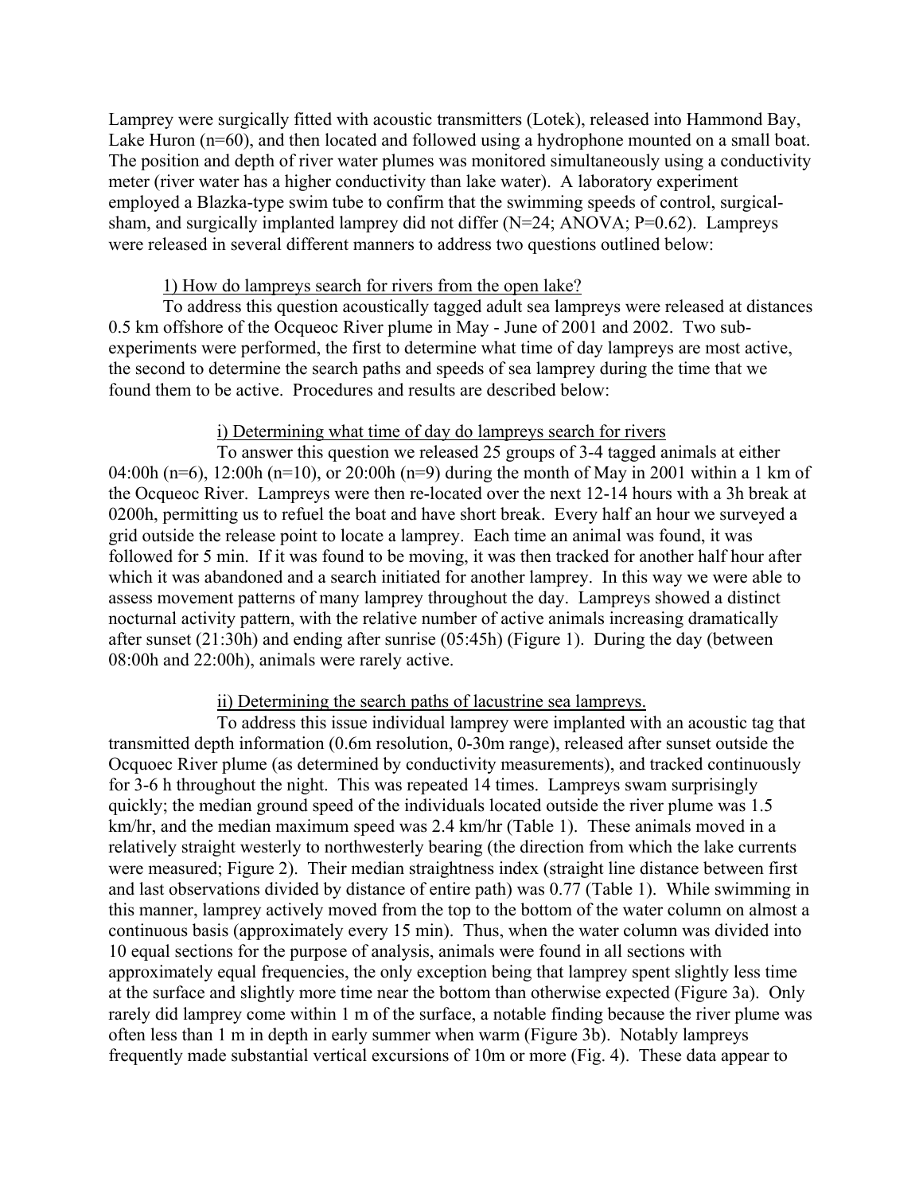Lamprey were surgically fitted with acoustic transmitters (Lotek), released into Hammond Bay, Lake Huron (n=60), and then located and followed using a hydrophone mounted on a small boat. The position and depth of river water plumes was monitored simultaneously using a conductivity meter (river water has a higher conductivity than lake water). A laboratory experiment employed a Blazka-type swim tube to confirm that the swimming speeds of control, surgical-sham, and surgically implanted lamprey did not differ (N=24; ANOVA; P=0.62). Lampreys were released in several different manners to address two questions outlined below:

<u>1) How do lampreys search for rivers from the open lake?</u>

To address this question acoustically tagged adult sea lampreys were released at distances 0.5 km offshore of the Ocqueoc River plume in May - June of 2001 and 2002. Two sub-experiments were performed, the first to determine what time of day lampreys are most active, the second to determine the search paths and speeds of sea lamprey during the time that we found them to be active. Procedures and results are described below:

<u>i) Determining what time of day do lampreys search for rivers</u>

To answer this question we released 25 groups of 3-4 tagged animals at either 04:00h (n=6), 12:00h (n=10), or 20:00h (n=9) during the month of May in 2001 within a 1 km of the Ocqueoc River. Lampreys were then re-located over the next 12-14 hours with a 3h break at 0200h, permitting us to refuel the boat and have short break. Every half an hour we surveyed a grid outside the release point to locate a lamprey. Each time an animal was found, it was followed for 5 min. If it was found to be moving, it was then tracked for another half hour after which it was abandoned and a search initiated for another lamprey. In this way we were able to assess movement patterns of many lamprey throughout the day. Lampreys showed a distinct nocturnal activity pattern, with the relative number of active animals increasing dramatically after sunset (21:30h) and ending after sunrise (05:45h) (Figure 1). During the day (between 08:00h and 22:00h), animals were rarely active.

<u>ii) Determining the search paths of lacustrine sea lampreys.</u>

To address this issue individual lamprey were implanted with an acoustic tag that transmitted depth information (0.6m resolution, 0-30m range), released after sunset outside the Ocquoec River plume (as determined by conductivity measurements), and tracked continuously for 3-6 h throughout the night. This was repeated 14 times. Lampreys swam surprisingly quickly; the median ground speed of the individuals located outside the river plume was 1.5 km/hr, and the median maximum speed was 2.4 km/hr (Table 1). These animals moved in a relatively straight westerly to northwesterly bearing (the direction from which the lake currents were measured; Figure 2). Their median straightness index (straight line distance between first and last observations divided by distance of entire path) was 0.77 (Table 1). While swimming in this manner, lamprey actively moved from the top to the bottom of the water column on almost a continuous basis (approximately every 15 min). Thus, when the water column was divided into 10 equal sections for the purpose of analysis, animals were found in all sections with approximately equal frequencies, the only exception being that lamprey spent slightly less time at the surface and slightly more time near the bottom than otherwise expected (Figure 3a). Only rarely did lamprey come within 1 m of the surface, a notable finding because the river plume was often less than 1 m in depth in early summer when warm (Figure 3b). Notably lampreys frequently made substantial vertical excursions of 10m or more (Fig. 4). These data appear to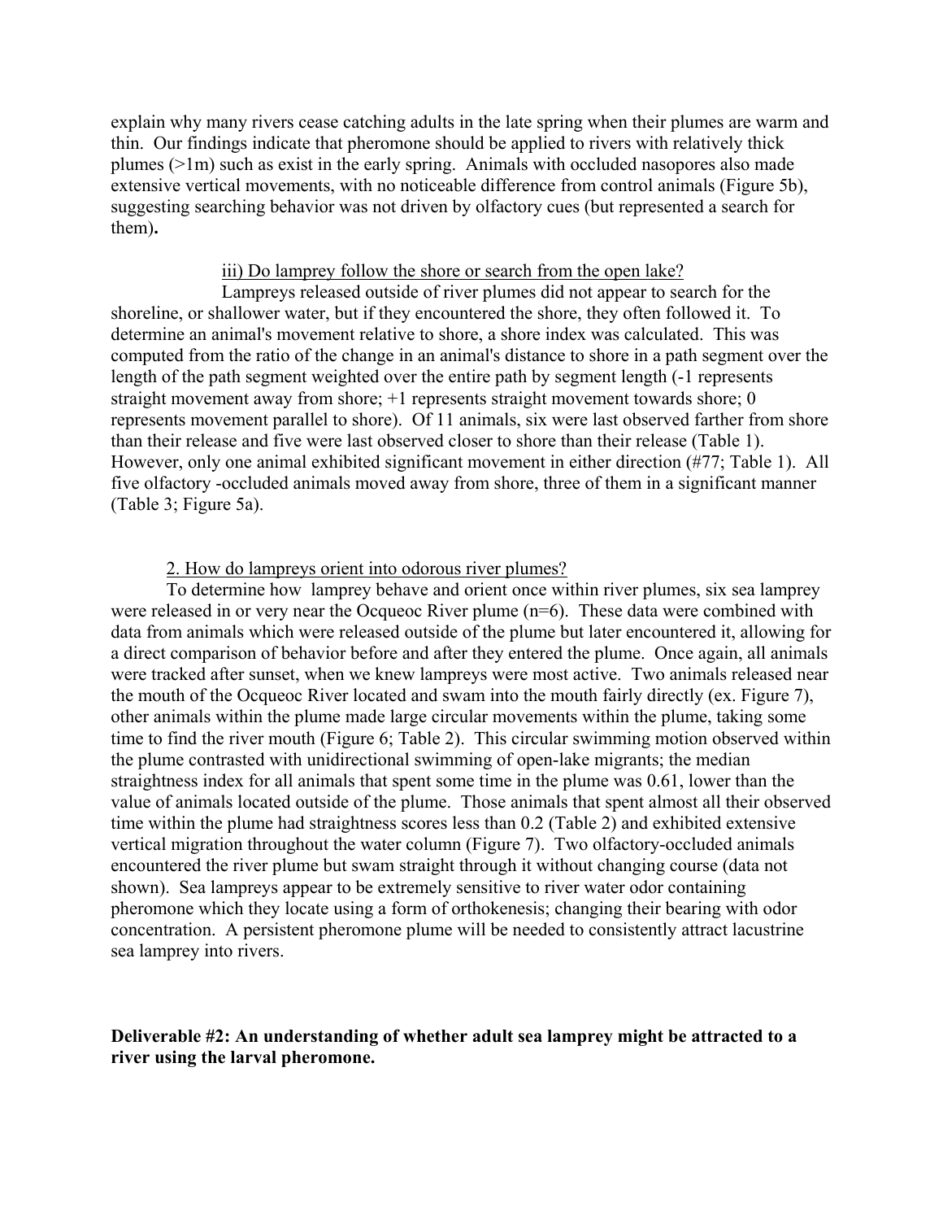explain why many rivers cease catching adults in the late spring when their plumes are warm and thin. Our findings indicate that pheromone should be applied to rivers with relatively thick plumes (>1m) such as exist in the early spring. Animals with occluded nasopores also made extensive vertical movements, with no noticeable difference from control animals (Figure 5b), suggesting searching behavior was not driven by olfactory cues (but represented a search for them)**.**

<u>iii) Do lamprey follow the shore or search from the open lake?</u>

Lampreys released outside of river plumes did not appear to search for the shoreline, or shallower water, but if they encountered the shore, they often followed it. To determine an animal's movement relative to shore, a shore index was calculated. This was computed from the ratio of the change in an animal's distance to shore in a path segment over the length of the path segment weighted over the entire path by segment length (-1 represents straight movement away from shore; +1 represents straight movement towards shore; 0 represents movement parallel to shore). Of 11 animals, six were last observed farther from shore than their release and five were last observed closer to shore than their release (Table 1). However, only one animal exhibited significant movement in either direction (#77; Table 1). All five olfactory -occluded animals moved away from shore, three of them in a significant manner (Table 3; Figure 5a).

<u>2. How do lampreys orient into odorous river plumes?</u>

To determine how lamprey behave and orient once within river plumes, six sea lamprey were released in or very near the Ocqueoc River plume (n=6). These data were combined with data from animals which were released outside of the plume but later encountered it, allowing for a direct comparison of behavior before and after they entered the plume. Once again, all animals were tracked after sunset, when we knew lampreys were most active. Two animals released near the mouth of the Ocqueoc River located and swam into the mouth fairly directly (ex. Figure 7), other animals within the plume made large circular movements within the plume, taking some time to find the river mouth (Figure 6; Table 2). This circular swimming motion observed within the plume contrasted with unidirectional swimming of open-lake migrants; the median straightness index for all animals that spent some time in the plume was 0.61, lower than the value of animals located outside of the plume. Those animals that spent almost all their observed time within the plume had straightness scores less than 0.2 (Table 2) and exhibited extensive vertical migration throughout the water column (Figure 7). Two olfactory-occluded animals encountered the river plume but swam straight through it without changing course (data not shown). Sea lampreys appear to be extremely sensitive to river water odor containing pheromone which they locate using a form of orthokenesis; changing their bearing with odor concentration. A persistent pheromone plume will be needed to consistently attract lacustrine sea lamprey into rivers.

**Deliverable #2: An understanding of whether adult sea lamprey might be attracted to a river using the larval pheromone.**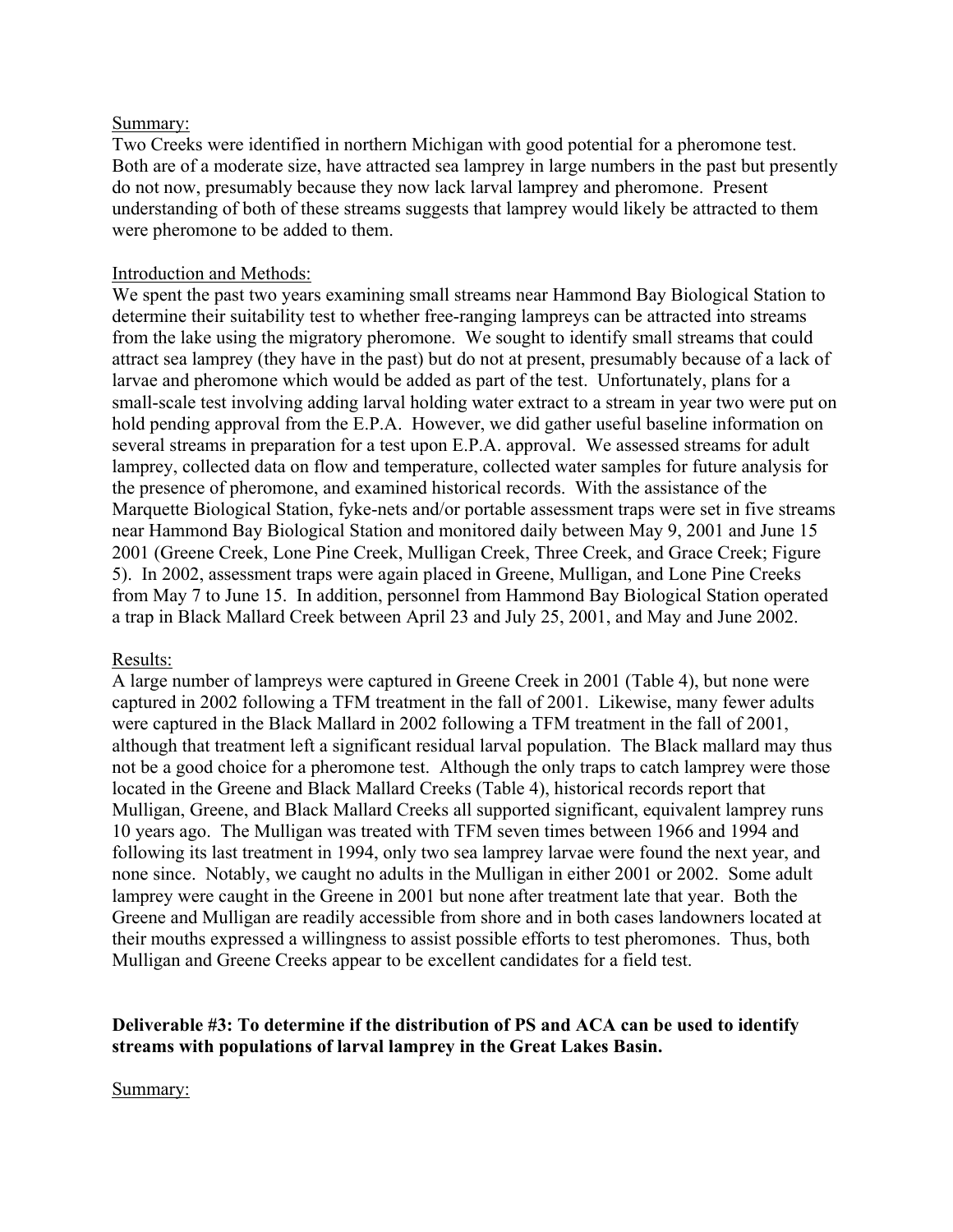Summary:

Two Creeks were identified in northern Michigan with good potential for a pheromone test. Both are of a moderate size, have attracted sea lamprey in large numbers in the past but presently do not now, presumably because they now lack larval lamprey and pheromone. Present understanding of both of these streams suggests that lamprey would likely be attracted to them were pheromone to be added to them.

Introduction and Methods:

We spent the past two years examining small streams near Hammond Bay Biological Station to determine their suitability test to whether free-ranging lampreys can be attracted into streams from the lake using the migratory pheromone. We sought to identify small streams that could attract sea lamprey (they have in the past) but do not at present, presumably because of a lack of larvae and pheromone which would be added as part of the test. Unfortunately, plans for a small-scale test involving adding larval holding water extract to a stream in year two were put on hold pending approval from the E.P.A. However, we did gather useful baseline information on several streams in preparation for a test upon E.P.A. approval. We assessed streams for adult lamprey, collected data on flow and temperature, collected water samples for future analysis for the presence of pheromone, and examined historical records. With the assistance of the Marquette Biological Station, fyke-nets and/or portable assessment traps were set in five streams near Hammond Bay Biological Station and monitored daily between May 9, 2001 and June 15 2001 (Greene Creek, Lone Pine Creek, Mulligan Creek, Three Creek, and Grace Creek; Figure 5). In 2002, assessment traps were again placed in Greene, Mulligan, and Lone Pine Creeks from May 7 to June 15. In addition, personnel from Hammond Bay Biological Station operated a trap in Black Mallard Creek between April 23 and July 25, 2001, and May and June 2002.

Results:

A large number of lampreys were captured in Greene Creek in 2001 (Table 4), but none were captured in 2002 following a TFM treatment in the fall of 2001. Likewise, many fewer adults were captured in the Black Mallard in 2002 following a TFM treatment in the fall of 2001, although that treatment left a significant residual larval population. The Black mallard may thus not be a good choice for a pheromone test. Although the only traps to catch lamprey were those located in the Greene and Black Mallard Creeks (Table 4), historical records report that Mulligan, Greene, and Black Mallard Creeks all supported significant, equivalent lamprey runs 10 years ago. The Mulligan was treated with TFM seven times between 1966 and 1994 and following its last treatment in 1994, only two sea lamprey larvae were found the next year, and none since. Notably, we caught no adults in the Mulligan in either 2001 or 2002. Some adult lamprey were caught in the Greene in 2001 but none after treatment late that year. Both the Greene and Mulligan are readily accessible from shore and in both cases landowners located at their mouths expressed a willingness to assist possible efforts to test pheromones. Thus, both Mulligan and Greene Creeks appear to be excellent candidates for a field test.

**Deliverable #3: To determine if the distribution of PS and ACA can be used to identify streams with populations of larval lamprey in the Great Lakes Basin.**

Summary: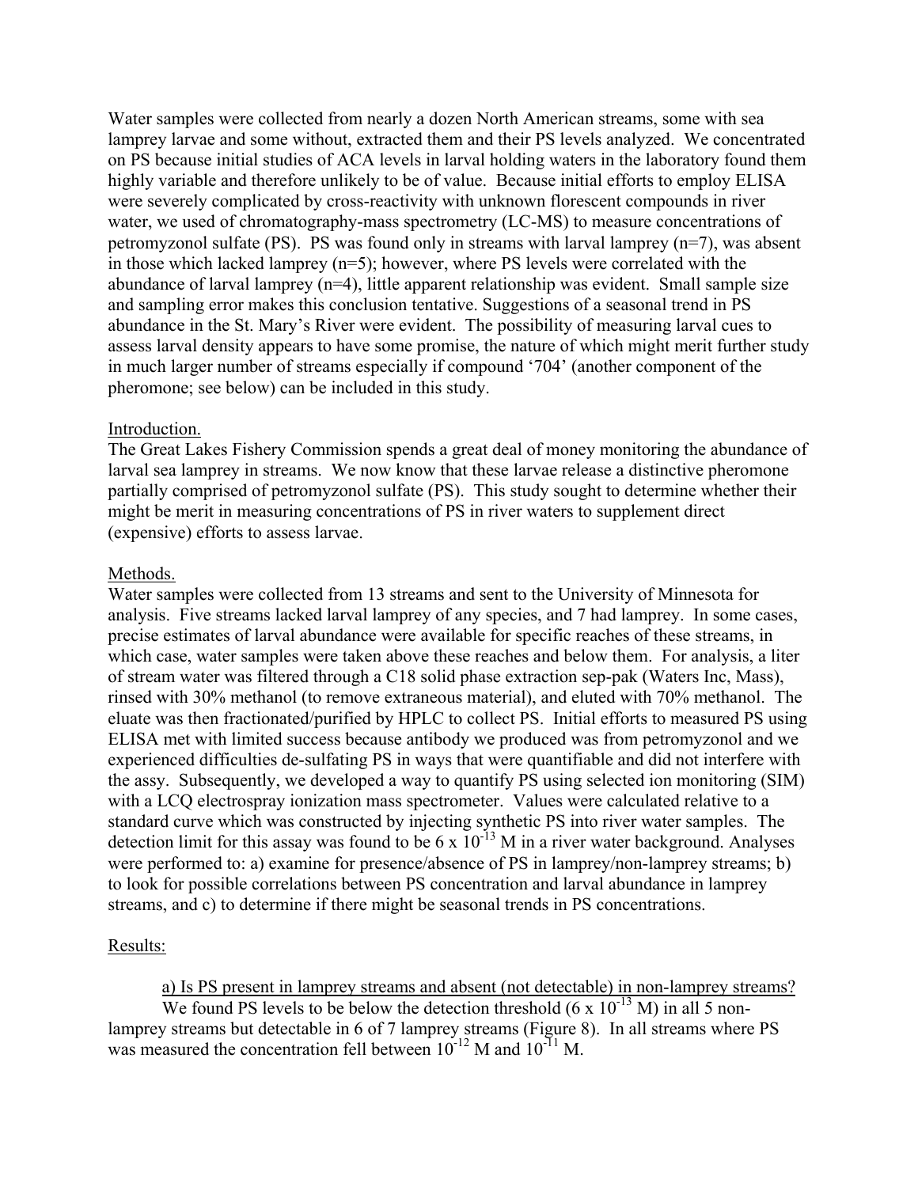Water samples were collected from nearly a dozen North American streams, some with sea lamprey larvae and some without, extracted them and their PS levels analyzed. We concentrated on PS because initial studies of ACA levels in larval holding waters in the laboratory found them highly variable and therefore unlikely to be of value. Because initial efforts to employ ELISA were severely complicated by cross-reactivity with unknown florescent compounds in river water, we used of chromatography-mass spectrometry (LC-MS) to measure concentrations of petromyzonol sulfate (PS). PS was found only in streams with larval lamprey (n=7), was absent in those which lacked lamprey (n=5); however, where PS levels were correlated with the abundance of larval lamprey (n=4), little apparent relationship was evident. Small sample size and sampling error makes this conclusion tentative. Suggestions of a seasonal trend in PS abundance in the St. Mary's River were evident. The possibility of measuring larval cues to assess larval density appears to have some promise, the nature of which might merit further study in much larger number of streams especially if compound '704' (another component of the pheromone; see below) can be included in this study.

## Introduction.

The Great Lakes Fishery Commission spends a great deal of money monitoring the abundance of larval sea lamprey in streams. We now know that these larvae release a distinctive pheromone partially comprised of petromyzonol sulfate (PS). This study sought to determine whether their might be merit in measuring concentrations of PS in river waters to supplement direct (expensive) efforts to assess larvae.

## Methods.

Water samples were collected from 13 streams and sent to the University of Minnesota for analysis. Five streams lacked larval lamprey of any species, and 7 had lamprey. In some cases, precise estimates of larval abundance were available for specific reaches of these streams, in which case, water samples were taken above these reaches and below them. For analysis, a liter of stream water was filtered through a C18 solid phase extraction sep-pak (Waters Inc, Mass), rinsed with 30% methanol (to remove extraneous material), and eluted with 70% methanol. The eluate was then fractionated/purified by HPLC to collect PS. Initial efforts to measured PS using ELISA met with limited success because antibody we produced was from petromyzonol and we experienced difficulties de-sulfating PS in ways that were quantifiable and did not interfere with the assy. Subsequently, we developed a way to quantify PS using selected ion monitoring (SIM) with a LCQ electrospray ionization mass spectrometer. Values were calculated relative to a standard curve which was constructed by injecting synthetic PS into river water samples. The detection limit for this assay was found to be $6 \times 10^{-13}$ M in a river water background. Analyses were performed to: a) examine for presence/absence of PS in lamprey/non-lamprey streams; b) to look for possible correlations between PS concentration and larval abundance in lamprey streams, and c) to determine if there might be seasonal trends in PS concentrations.

## Results:

a) Is PS present in lamprey streams and absent (not detectable) in non-lamprey streams?

We found PS levels to be below the detection threshold ($6 \times 10^{-13}$ M) in all 5 non-lamprey streams but detectable in 6 of 7 lamprey streams (Figure 8). In all streams where PS was measured the concentration fell between $10^{-12}$ M and $10^{-11}$ M.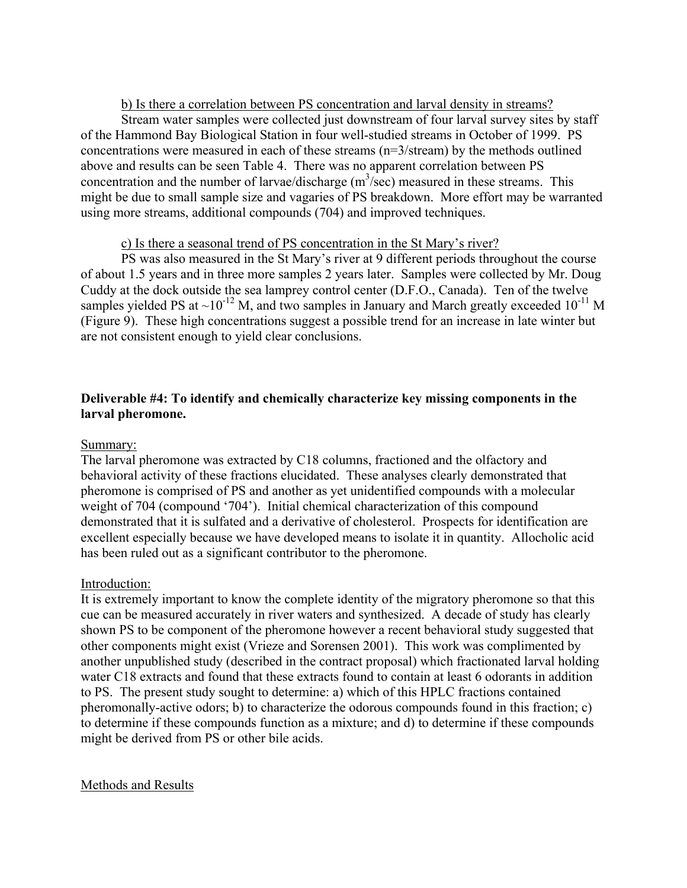b) Is there a correlation between PS concentration and larval density in streams?

Stream water samples were collected just downstream of four larval survey sites by staff of the Hammond Bay Biological Station in four well-studied streams in October of 1999. PS concentrations were measured in each of these streams (n=3/stream) by the methods outlined above and results can be seen Table 4. There was no apparent correlation between PS concentration and the number of larvae/discharge ($m^3$/sec) measured in these streams. This might be due to small sample size and vagaries of PS breakdown. More effort may be warranted using more streams, additional compounds (704) and improved techniques.

c) Is there a seasonal trend of PS concentration in the St Mary's river?

PS was also measured in the St Mary's river at 9 different periods throughout the course of about 1.5 years and in three more samples 2 years later. Samples were collected by Mr. Doug Cuddy at the dock outside the sea lamprey control center (D.F.O., Canada). Ten of the twelve samples yielded PS at $\sim 10^{-12}$ M, and two samples in January and March greatly exceeded $10^{-11}$ M (Figure 9). These high concentrations suggest a possible trend for an increase in late winter but are not consistent enough to yield clear conclusions.

**Deliverable #4: To identify and chemically characterize key missing components in the larval pheromone.**

Summary:

The larval pheromone was extracted by C18 columns, fractioned and the olfactory and behavioral activity of these fractions elucidated. These analyses clearly demonstrated that pheromone is comprised of PS and another as yet unidentified compounds with a molecular weight of 704 (compound '704'). Initial chemical characterization of this compound demonstrated that it is sulfated and a derivative of cholesterol. Prospects for identification are excellent especially because we have developed means to isolate it in quantity. Allocholic acid has been ruled out as a significant contributor to the pheromone.

Introduction:

It is extremely important to know the complete identity of the migratory pheromone so that this cue can be measured accurately in river waters and synthesized. A decade of study has clearly shown PS to be component of the pheromone however a recent behavioral study suggested that other components might exist (Vrieze and Sorensen 2001). This work was complimented by another unpublished study (described in the contract proposal) which fractionated larval holding water C18 extracts and found that these extracts found to contain at least 6 odorants in addition to PS. The present study sought to determine: a) which of this HPLC fractions contained pheromonally-active odors; b) to characterize the odorous compounds found in this fraction; c) to determine if these compounds function as a mixture; and d) to determine if these compounds might be derived from PS or other bile acids.

Methods and Results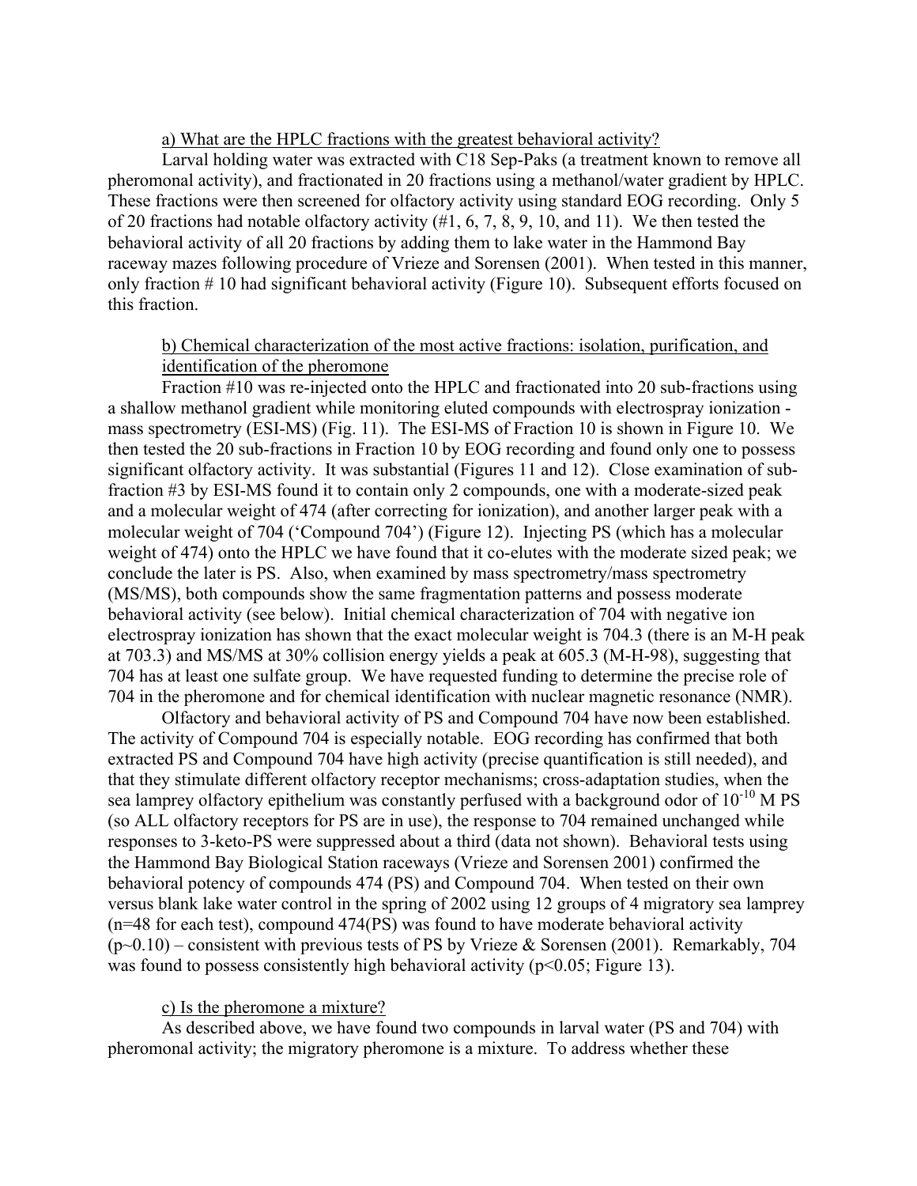a) What are the HPLC fractions with the greatest behavioral activity?

Larval holding water was extracted with C18 Sep-Paks (a treatment known to remove all pheromonal activity), and fractionated in 20 fractions using a methanol/water gradient by HPLC. These fractions were then screened for olfactory activity using standard EOG recording. Only 5 of 20 fractions had notable olfactory activity (#1, 6, 7, 8, 9, 10, and 11). We then tested the behavioral activity of all 20 fractions by adding them to lake water in the Hammond Bay raceway mazes following procedure of Vrieze and Sorensen (2001). When tested in this manner, only fraction # 10 had significant behavioral activity (Figure 10). Subsequent efforts focused on this fraction.

b) Chemical characterization of the most active fractions: isolation, purification, and identification of the pheromone

Fraction #10 was re-injected onto the HPLC and fractionated into 20 sub-fractions using a shallow methanol gradient while monitoring eluted compounds with electrospray ionization - mass spectrometry (ESI-MS) (Fig. 11). The ESI-MS of Fraction 10 is shown in Figure 10. We then tested the 20 sub-fractions in Fraction 10 by EOG recording and found only one to possess significant olfactory activity. It was substantial (Figures 11 and 12). Close examination of sub-fraction #3 by ESI-MS found it to contain only 2 compounds, one with a moderate-sized peak and a molecular weight of 474 (after correcting for ionization), and another larger peak with a molecular weight of 704 ('Compound 704') (Figure 12). Injecting PS (which has a molecular weight of 474) onto the HPLC we have found that it co-elutes with the moderate sized peak; we conclude the later is PS. Also, when examined by mass spectrometry/mass spectrometry (MS/MS), both compounds show the same fragmentation patterns and possess moderate behavioral activity (see below). Initial chemical characterization of 704 with negative ion electrospray ionization has shown that the exact molecular weight is 704.3 (there is an M-H peak at 703.3) and MS/MS at 30% collision energy yields a peak at 605.3 (M-H-98), suggesting that 704 has at least one sulfate group. We have requested funding to determine the precise role of 704 in the pheromone and for chemical identification with nuclear magnetic resonance (NMR).

Olfactory and behavioral activity of PS and Compound 704 have now been established. The activity of Compound 704 is especially notable. EOG recording has confirmed that both extracted PS and Compound 704 have high activity (precise quantification is still needed), and that they stimulate different olfactory receptor mechanisms; cross-adaptation studies, when the sea lamprey olfactory epithelium was constantly perfused with a background odor of $10^{-10}$ M PS (so ALL olfactory receptors for PS are in use), the response to 704 remained unchanged while responses to 3-keto-PS were suppressed about a third (data not shown). Behavioral tests using the Hammond Bay Biological Station raceways (Vrieze and Sorensen 2001) confirmed the behavioral potency of compounds 474 (PS) and Compound 704. When tested on their own versus blank lake water control in the spring of 2002 using 12 groups of 4 migratory sea lamprey (n=48 for each test), compound 474(PS) was found to have moderate behavioral activity ($p \sim 0.10$) – consistent with previous tests of PS by Vrieze & Sorensen (2001). Remarkably, 704 was found to possess consistently high behavioral activity ($p<0.05$; Figure 13).

c) Is the pheromone a mixture?

As described above, we have found two compounds in larval water (PS and 704) with pheromonal activity; the migratory pheromone is a mixture. To address whether these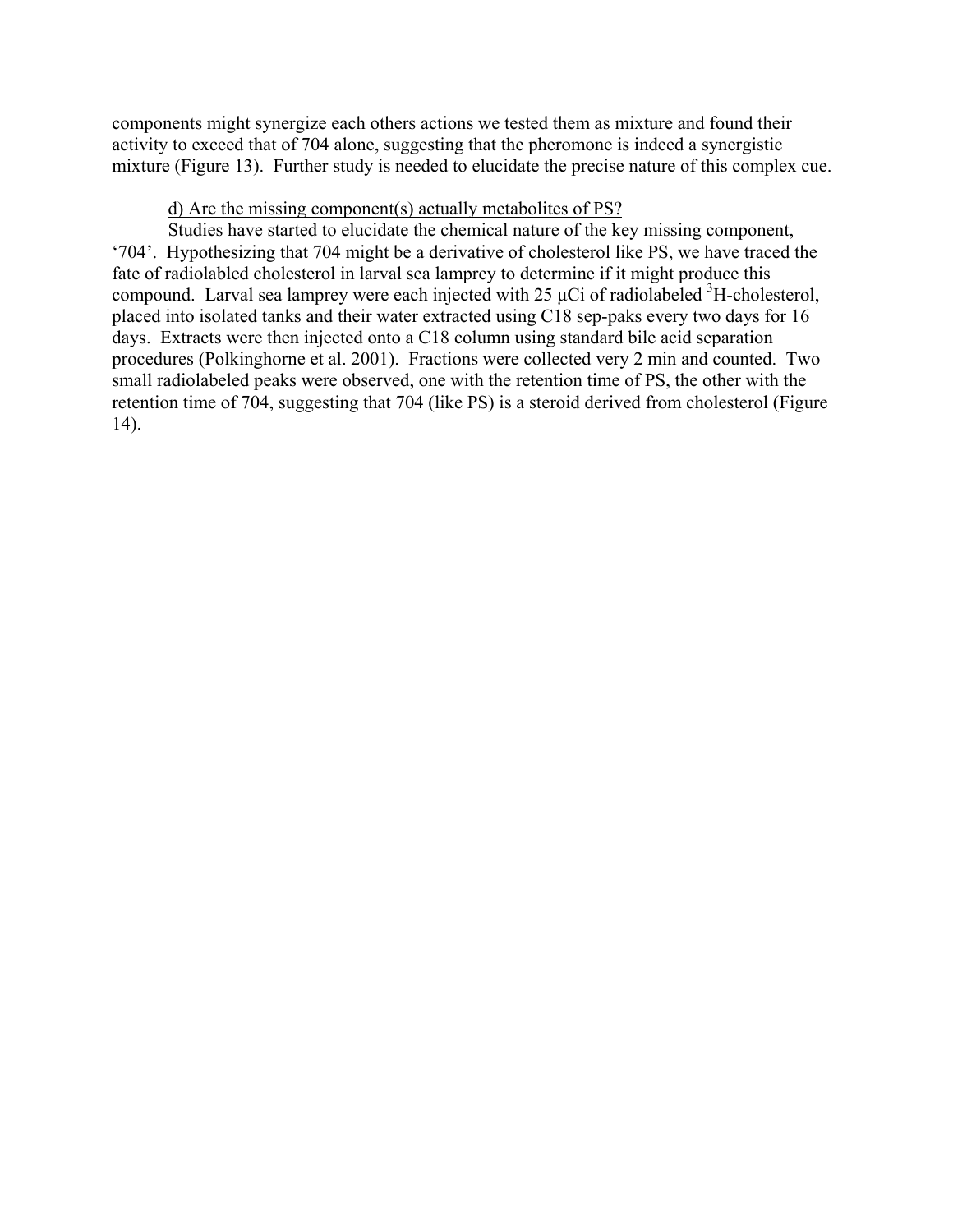components might synergize each others actions we tested them as mixture and found their activity to exceed that of 704 alone, suggesting that the pheromone is indeed a synergistic mixture (Figure 13). Further study is needed to elucidate the precise nature of this complex cue.

d) Are the missing component(s) actually metabolites of PS?

Studies have started to elucidate the chemical nature of the key missing component, '704'. Hypothesizing that 704 might be a derivative of cholesterol like PS, we have traced the fate of radiolabled cholesterol in larval sea lamprey to determine if it might produce this compound. Larval sea lamprey were each injected with 25 μCi of radiolabeled $^{3}H$-cholesterol, placed into isolated tanks and their water extracted using C18 sep-paks every two days for 16 days. Extracts were then injected onto a C18 column using standard bile acid separation procedures (Polkinghorne et al. 2001). Fractions were collected very 2 min and counted. Two small radiolabeled peaks were observed, one with the retention time of PS, the other with the retention time of 704, suggesting that 704 (like PS) is a steroid derived from cholesterol (Figure 14).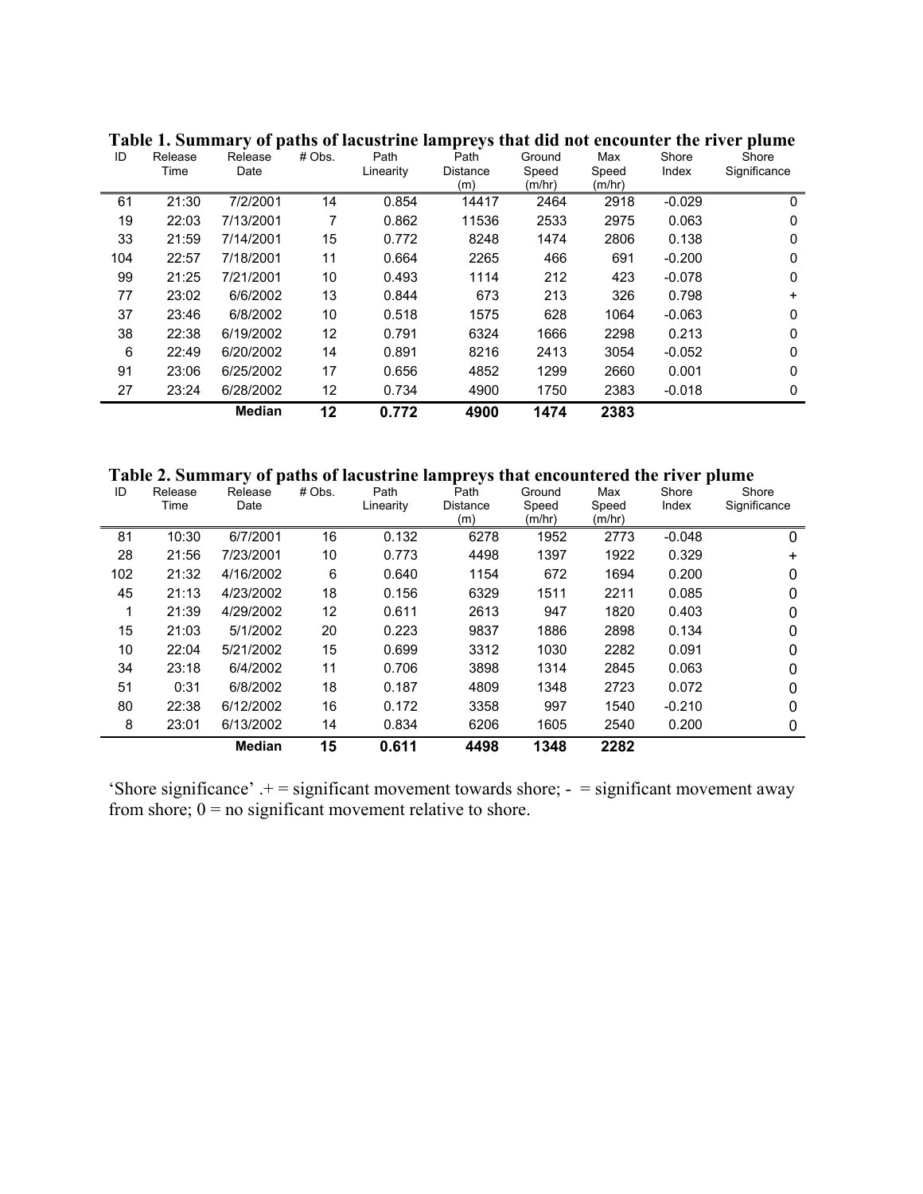**Table 1. Summary of paths of lacustrine lampreys that did not encounter the river plume**

| ID | Release Time | Release Date | # Obs. | Path Linearity | Path Distance (m) | Ground Speed (m/hr) | Max Speed (m/hr) | Shore Index | Shore Significance |
|---|---|---|---|---|---|---|---|---|---|
| 61 | 21:30 | 7/2/2001 | 14 | 0.854 | 14417 | 2464 | 2918 | -0.029 | 0 |
| 19 | 22:03 | 7/13/2001 | 7 | 0.862 | 11536 | 2533 | 2975 | 0.063 | 0 |
| 33 | 21:59 | 7/14/2001 | 15 | 0.772 | 8248 | 1474 | 2806 | 0.138 | 0 |
| 104 | 22:57 | 7/18/2001 | 11 | 0.664 | 2265 | 466 | 691 | -0.200 | 0 |
| 99 | 21:25 | 7/21/2001 | 10 | 0.493 | 1114 | 212 | 423 | -0.078 | 0 |
| 77 | 23:02 | 6/6/2002 | 13 | 0.844 | 673 | 213 | 326 | 0.798 | + |
| 37 | 23:46 | 6/8/2002 | 10 | 0.518 | 1575 | 628 | 1064 | -0.063 | 0 |
| 38 | 22:38 | 6/19/2002 | 12 | 0.791 | 6324 | 1666 | 2298 | 0.213 | 0 |
| 6 | 22:49 | 6/20/2002 | 14 | 0.891 | 8216 | 2413 | 3054 | -0.052 | 0 |
| 91 | 23:06 | 6/25/2002 | 17 | 0.656 | 4852 | 1299 | 2660 | 0.001 | 0 |
| 27 | 23:24 | 6/28/2002 | 12 | 0.734 | 4900 | 1750 | 2383 | -0.018 | 0 |
| | | **Median** | **12** | **0.772** | **4900** | **1474** | **2383** | | |

**Table 2. Summary of paths of lacustrine lampreys that encountered the river plume**

| ID | Release Time | Release Date | # Obs. | Path Linearity | Path Distance (m) | Ground Speed (m/hr) | Max Speed (m/hr) | Shore Index | Shore Significance |
|---|---|---|---|---|---|---|---|---|---|
| 81 | 10:30 | 6/7/2001 | 16 | 0.132 | 6278 | 1952 | 2773 | -0.048 | 0 |
| 28 | 21:56 | 7/23/2001 | 10 | 0.773 | 4498 | 1397 | 1922 | 0.329 | + |
| 102 | 21:32 | 4/16/2002 | 6 | 0.640 | 1154 | 672 | 1694 | 0.200 | 0 |
| 45 | 21:13 | 4/23/2002 | 18 | 0.156 | 6329 | 1511 | 2211 | 0.085 | 0 |
| 1 | 21:39 | 4/29/2002 | 12 | 0.611 | 2613 | 947 | 1820 | 0.403 | 0 |
| 15 | 21:03 | 5/1/2002 | 20 | 0.223 | 9837 | 1886 | 2898 | 0.134 | 0 |
| 10 | 22:04 | 5/21/2002 | 15 | 0.699 | 3312 | 1030 | 2282 | 0.091 | 0 |
| 34 | 23:18 | 6/4/2002 | 11 | 0.706 | 3898 | 1314 | 2845 | 0.063 | 0 |
| 51 | 0:31 | 6/8/2002 | 18 | 0.187 | 4809 | 1348 | 2723 | 0.072 | 0 |
| 80 | 22:38 | 6/12/2002 | 16 | 0.172 | 3358 | 997 | 1540 | -0.210 | 0 |
| 8 | 23:01 | 6/13/2002 | 14 | 0.834 | 6206 | 1605 | 2540 | 0.200 | 0 |
| | | **Median** | **15** | **0.611** | **4498** | **1348** | **2282** | | |

'Shore significance' .+ = significant movement towards shore; - = significant movement away from shore; 0 = no significant movement relative to shore.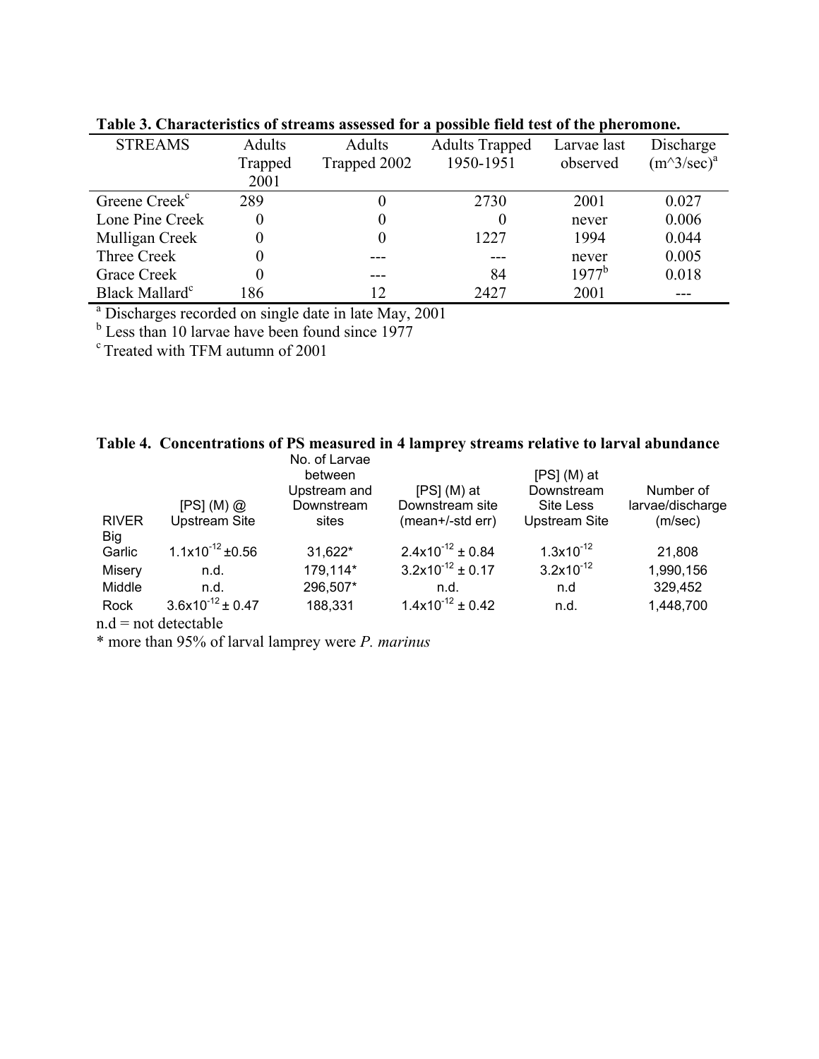**Table 3. Characteristics of streams assessed for a possible field test of the pheromone.**

| STREAMS | Adults Trapped 2001 | Adults Trapped 2002 | Adults Trapped 1950-1951 | Larvae last observed | Discharge $(m^3/sec)$[a] |
|---|---|---|---|---|---|
| Greene Creek[c] | 289 | 0 | 2730 | 2001 | 0.027 |
| Lone Pine Creek | 0 | 0 | 0 | never | 0.006 |
| Mulligan Creek | 0 | 0 | 1227 | 1994 | 0.044 |
| Three Creek | 0 | --- | --- | never | 0.005 |
| Grace Creek | 0 | --- | 84 | 1977[b] | 0.018 |
| Black Mallard[c] | 186 | 12 | 2427 | 2001 | --- |

[a] Discharges recorded on single date in late May, 2001
[b] Less than 10 larvae have been found since 1977
[c] Treated with TFM autumn of 2001

**Table 4. Concentrations of PS measured in 4 lamprey streams relative to larval abundance**

| RIVER | [PS] (M) @ Upstream Site | No. of Larvae between Upstream and Downstream sites | [PS] (M) at Downstream site (mean+/-std err) | [PS] (M) at Downstream Site Less Upstream Site | Number of larvae/discharge (m/sec) |
|---|---|---|---|---|---|
| Big Garlic | $1.1 \times 10^{-12} \pm 0.56$ | 31,622* | $2.4 \times 10^{-12} \pm 0.84$ | $1.3 \times 10^{-12}$ | 21,808 |
| Misery | n.d. | 179,114* | $3.2 \times 10^{-12} \pm 0.17$ | $3.2 \times 10^{-12}$ | 1,990,156 |
| Middle | n.d. | 296,507* | n.d. | n.d | 329,452 |
| Rock | $3.6 \times 10^{-12} \pm 0.47$ | 188,331 | $1.4 \times 10^{-12} \pm 0.42$ | n.d. | 1,448,700 |

n.d = not detectable

* more than 95% of larval lamprey were *P. marinus*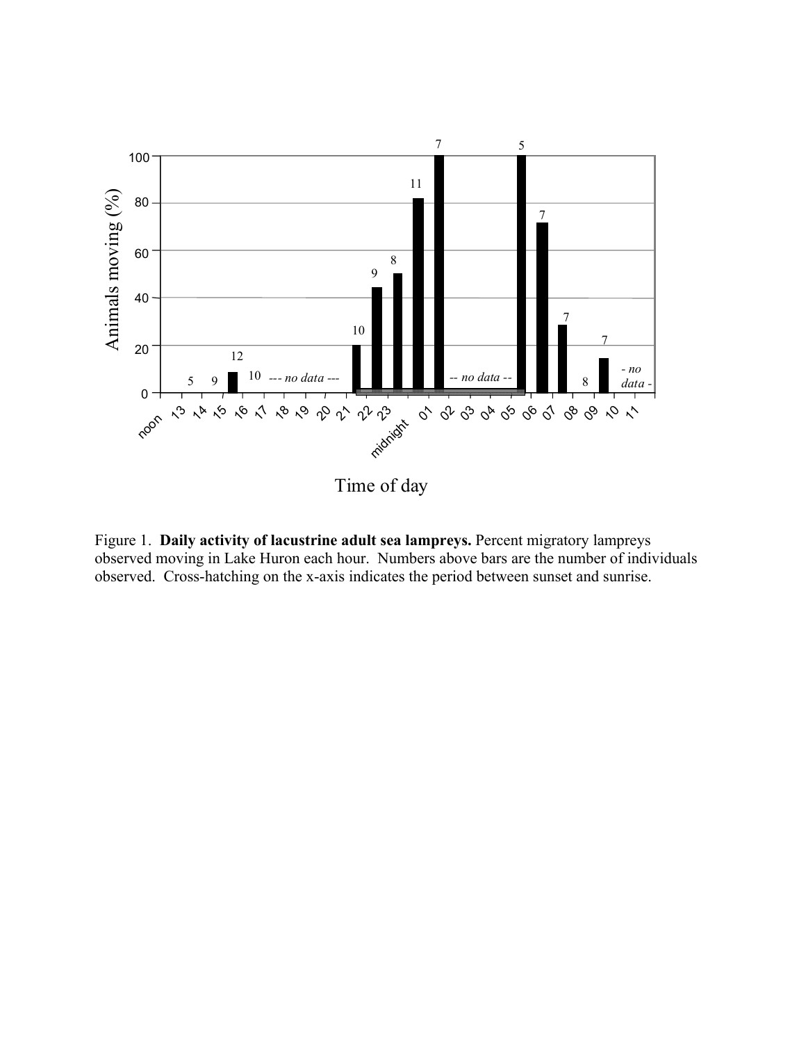Figure 1. **Daily activity of lacustrine adult sea lampreys.** Percent migratory lampreys observed moving in Lake Huron each hour. Numbers above bars are the number of individuals observed. Cross-hatching on the x-axis indicates the period between sunset and sunrise.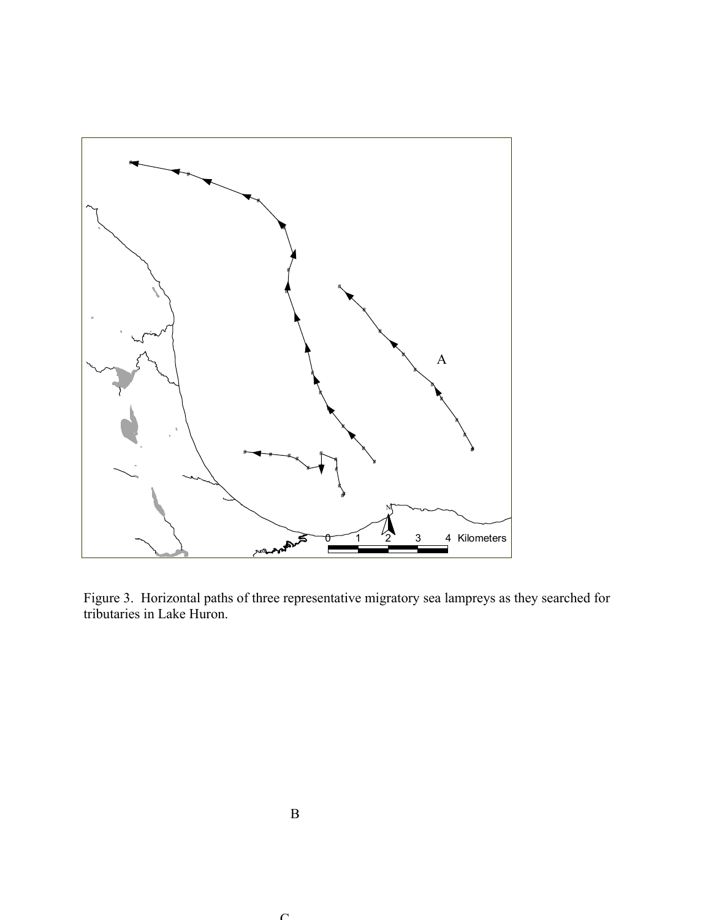Figure 3. Horizontal paths of three representative migratory sea lampreys as they searched for tributaries in Lake Huron.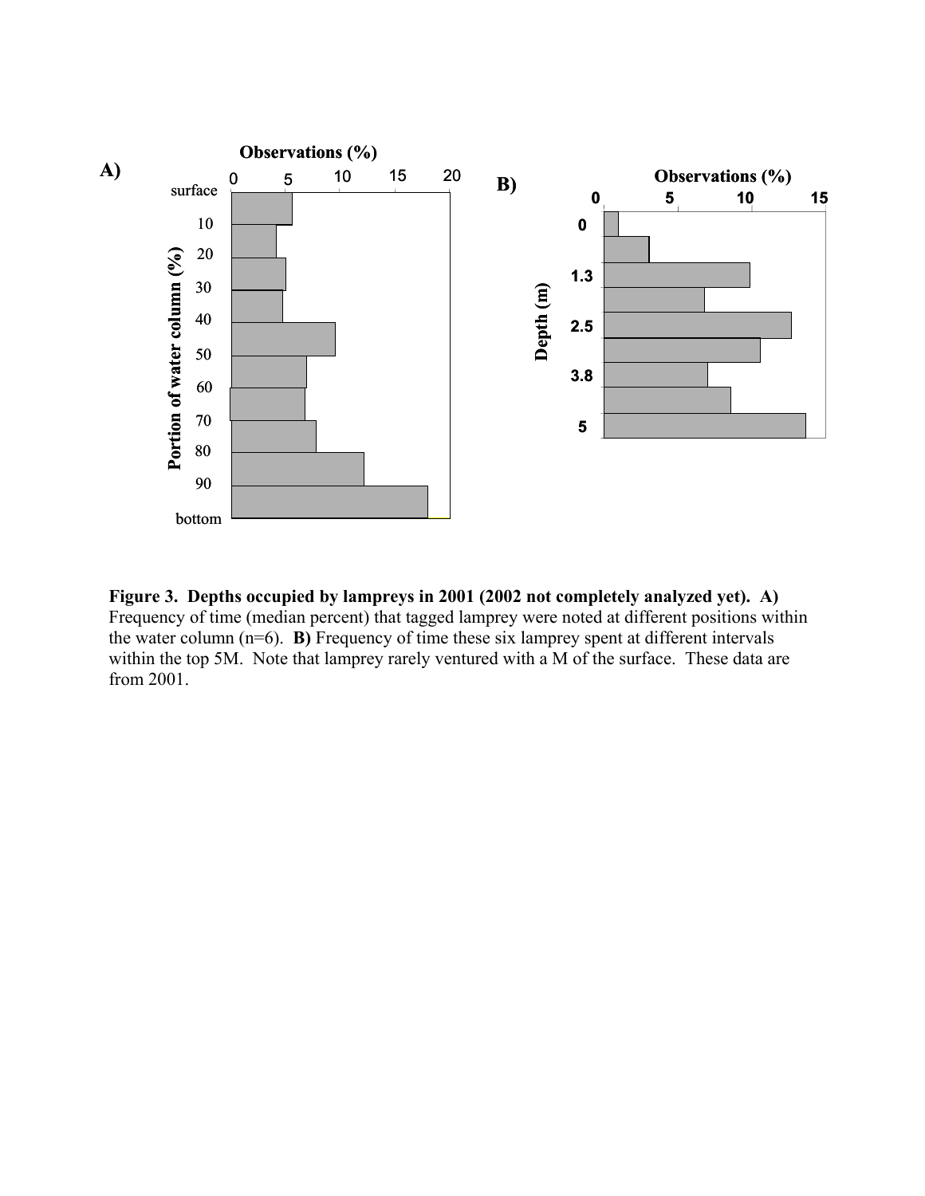**Figure 3. Depths occupied by lampreys in 2001 (2002 not completely analyzed yet). A)** Frequency of time (median percent) that tagged lamprey were noted at different positions within the water column (n=6). **B)** Frequency of time these six lamprey spent at different intervals within the top 5M. Note that lamprey rarely ventured with a M of the surface. These data are from 2001.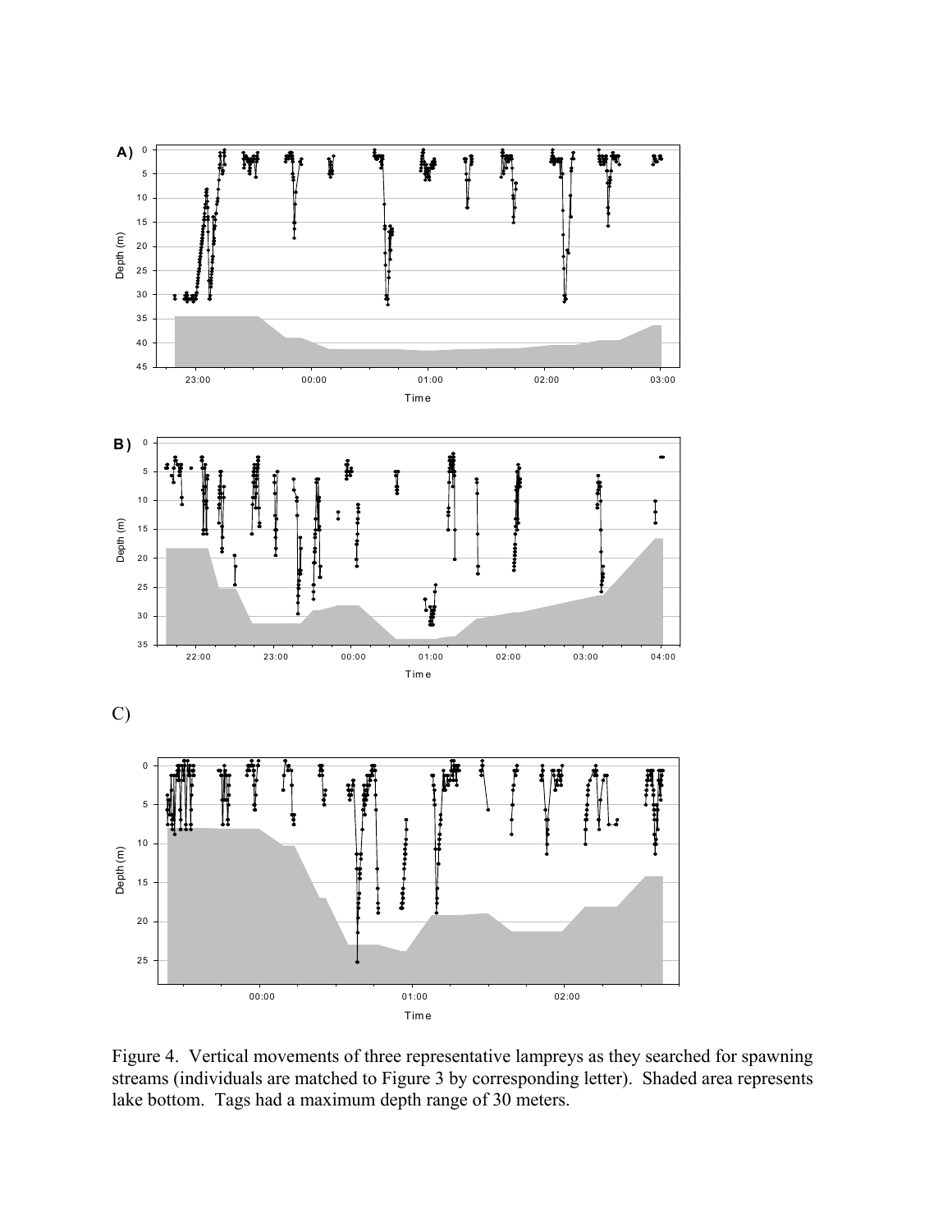A)

B)

C)

Figure 4. Vertical movements of three representative lampreys as they searched for spawning streams (individuals are matched to Figure 3 by corresponding letter). Shaded area represents lake bottom. Tags had a maximum depth range of 30 meters.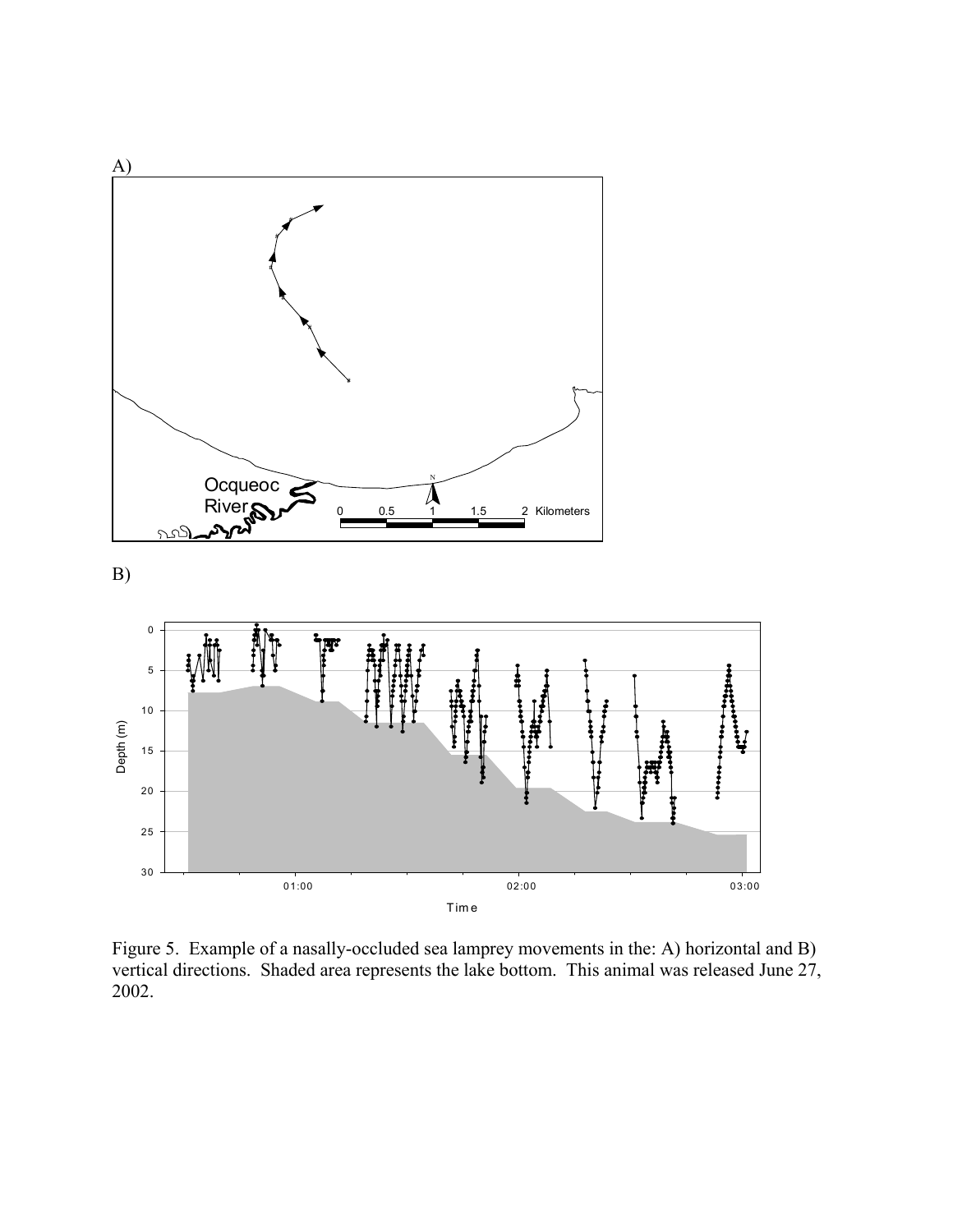A)

B)

Figure 5. Example of a nasally-occluded sea lamprey movements in the: A) horizontal and B) vertical directions. Shaded area represents the lake bottom. This animal was released June 27, 2002.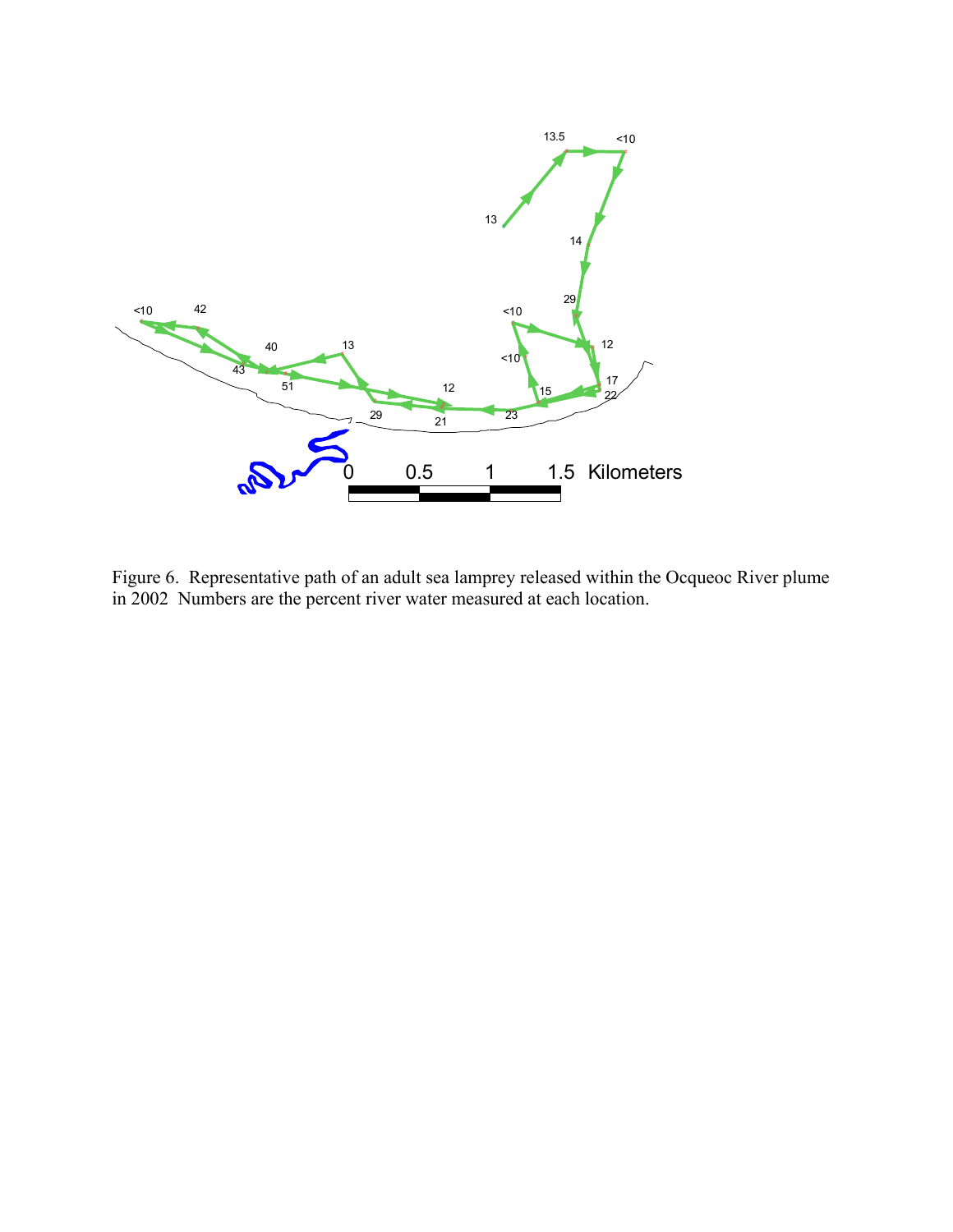Figure 6. Representative path of an adult sea lamprey released within the Ocqueoc River plume in 2002 Numbers are the percent river water measured at each location.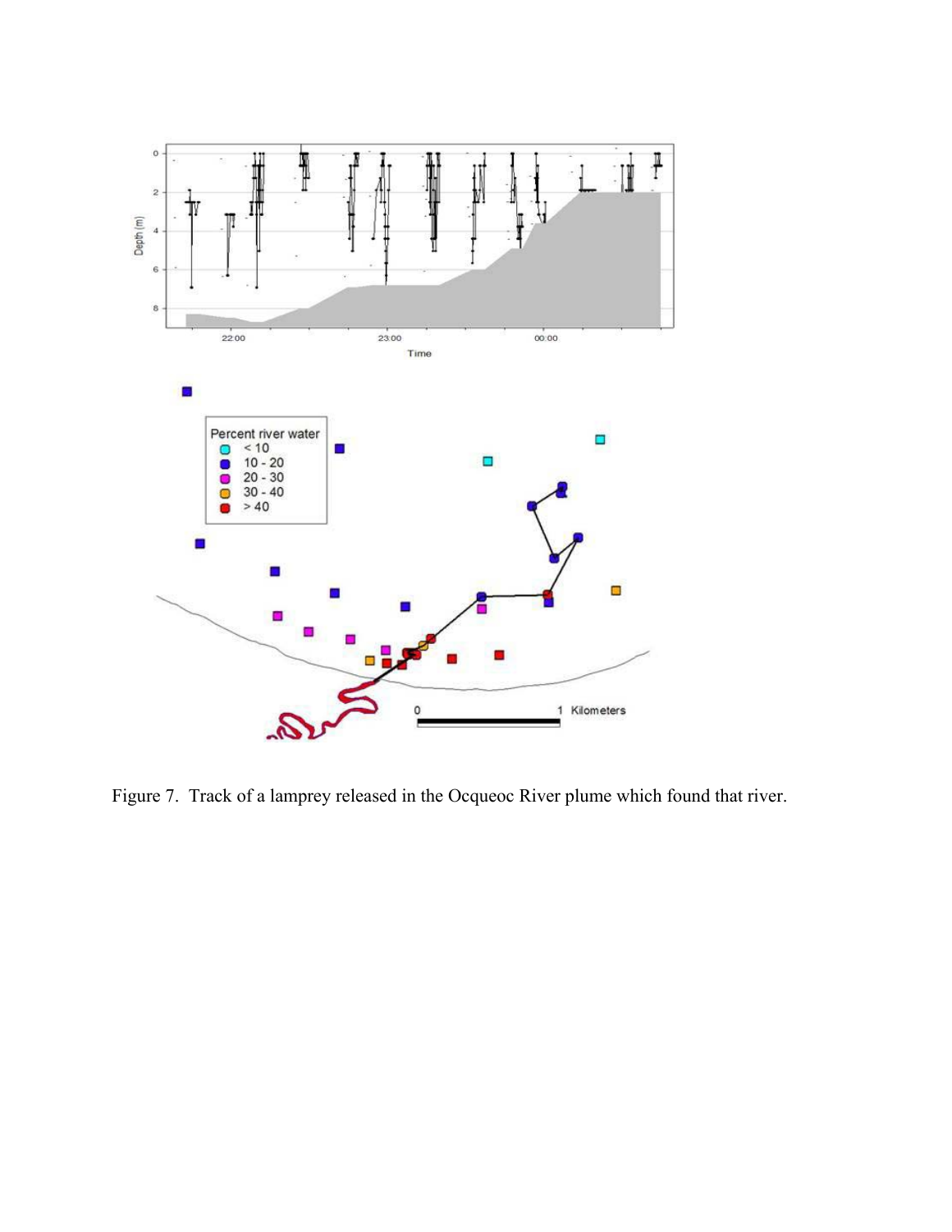Figure 7. Track of a lamprey released in the Ocqueoc River plume which found that river.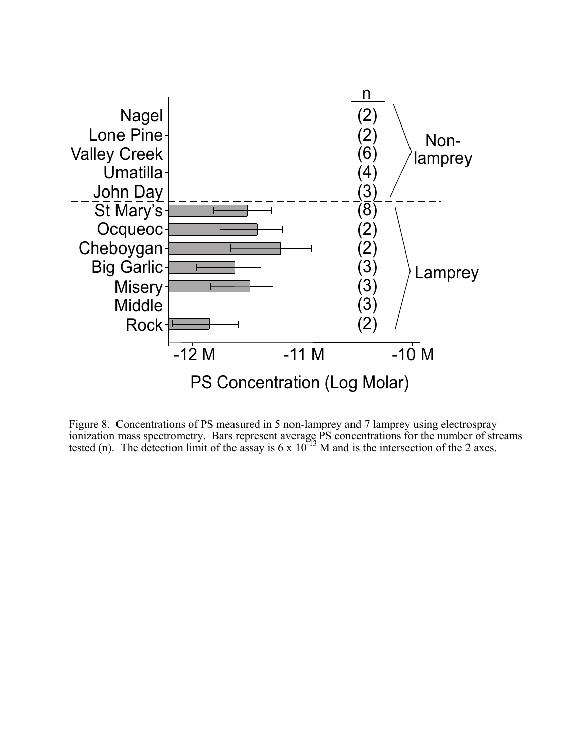Figure 8. Concentrations of PS measured in 5 non-lamprey and 7 lamprey using electrospray ionization mass spectrometry. Bars represent average PS concentrations for the number of streams tested (n). The detection limit of the assay is $6 \times 10^{-13}$ M and is the intersection of the 2 axes.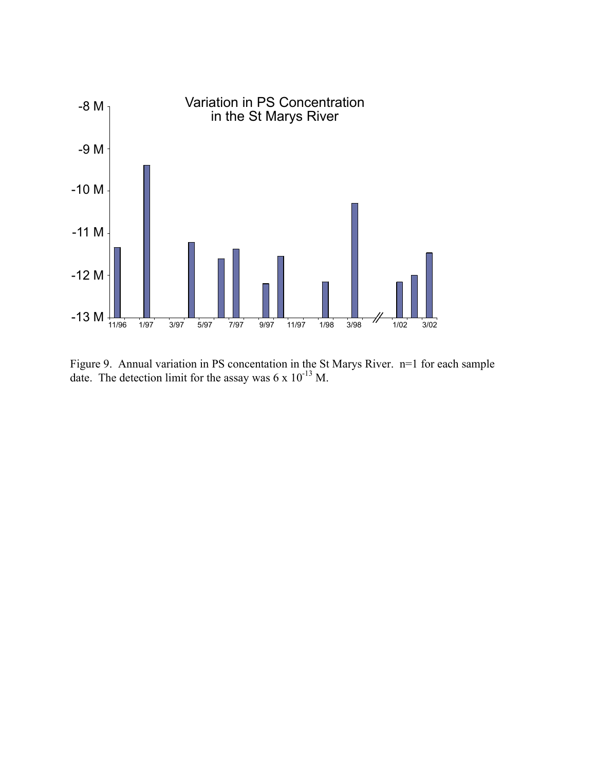Figure 9. Annual variation in PS concentation in the St Marys River. n=1 for each sample date. The detection limit for the assay was $6 \times 10^{-13}$ M.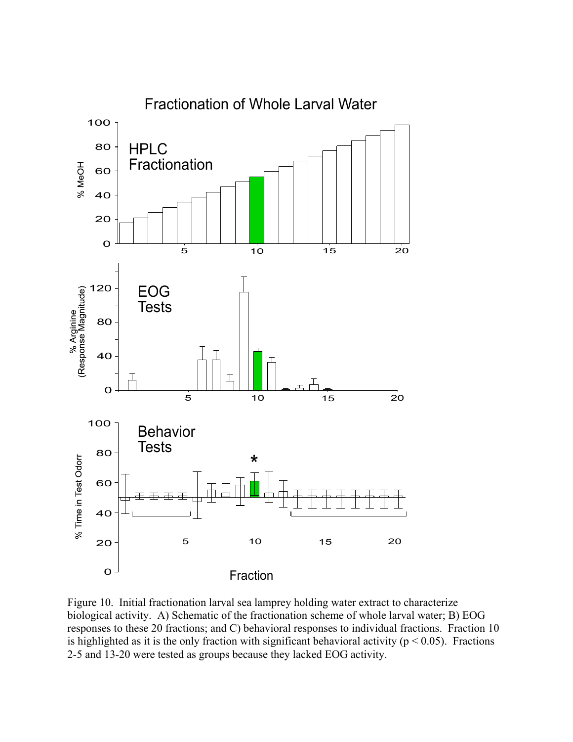Figure 10. Initial fractionation larval sea lamprey holding water extract to characterize biological activity. A) Schematic of the fractionation scheme of whole larval water; B) EOG responses to these 20 fractions; and C) behavioral responses to individual fractions. Fraction 10 is highlighted as it is the only fraction with significant behavioral activity ($p < 0.05$). Fractions 2-5 and 13-20 were tested as groups because they lacked EOG activity.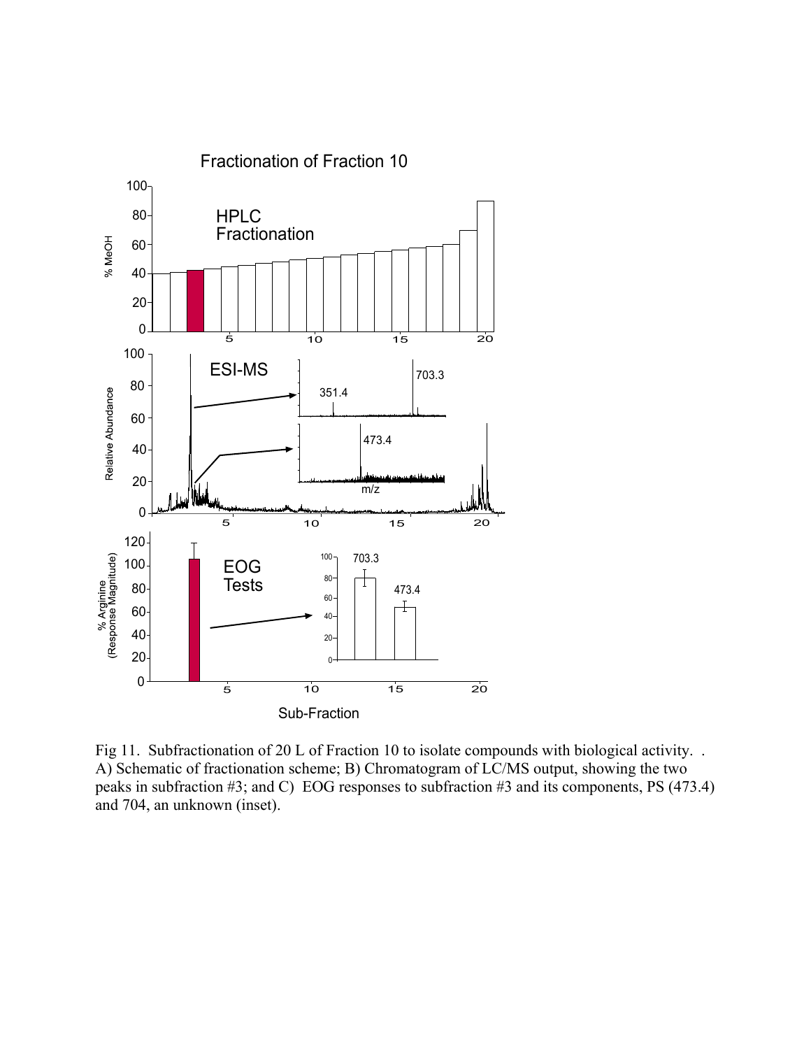Fig 11. Subfractionation of 20 L of Fraction 10 to isolate compounds with biological activity. . A) Schematic of fractionation scheme; B) Chromatogram of LC/MS output, showing the two peaks in subfraction #3; and C) EOG responses to subfraction #3 and its components, PS (473.4) and 704, an unknown (inset).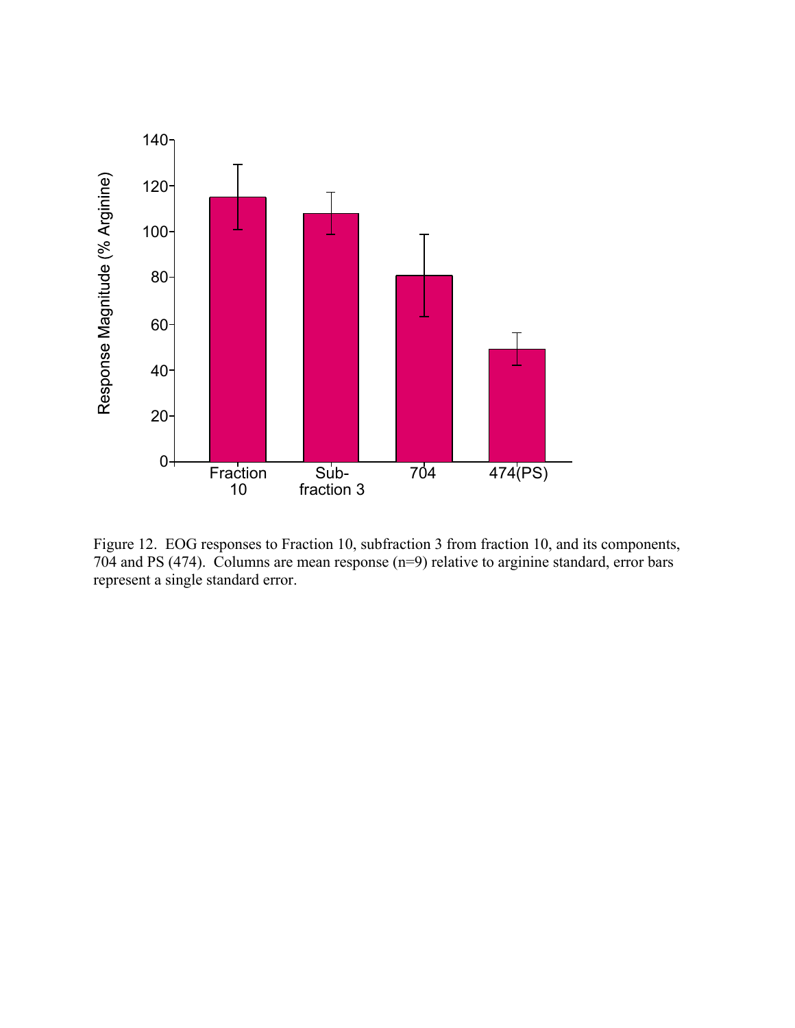Figure 12. EOG responses to Fraction 10, subfraction 3 from fraction 10, and its components, 704 and PS (474). Columns are mean response (n=9) relative to arginine standard, error bars represent a single standard error.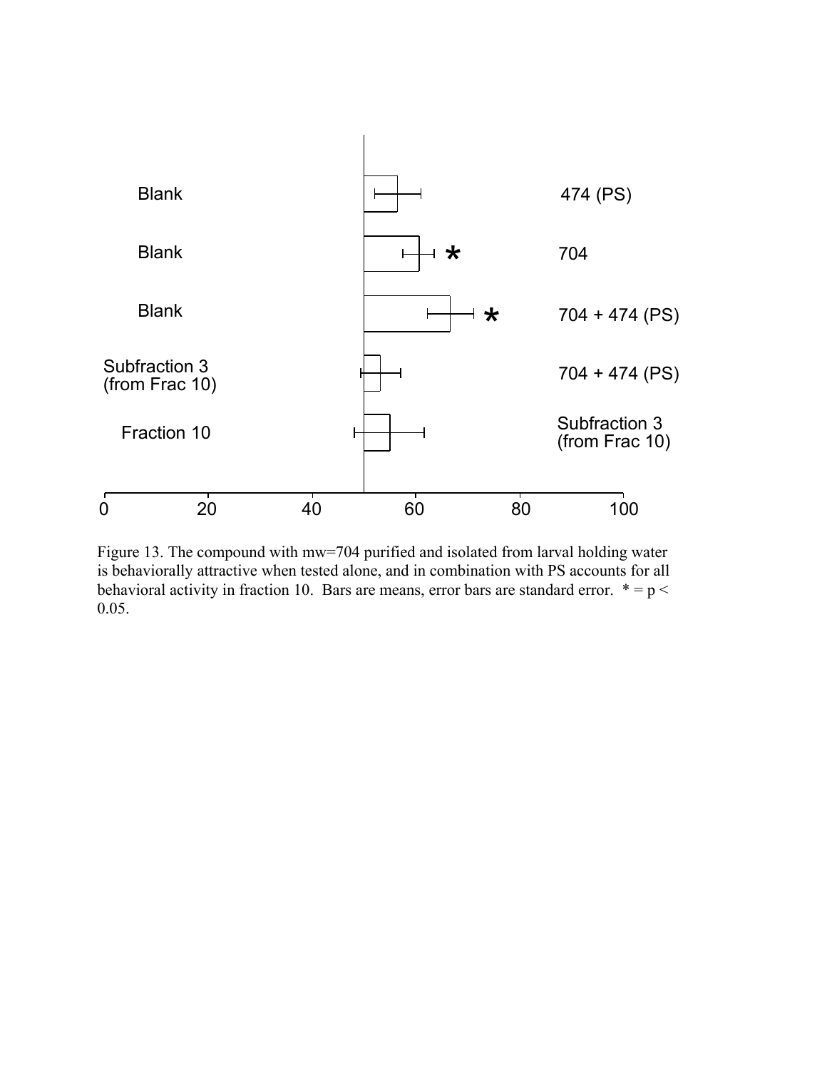Figure 13. The compound with mw=704 purified and isolated from larval holding water is behaviorally attractive when tested alone, and in combination with PS accounts for all behavioral activity in fraction 10. Bars are means, error bars are standard error. * = $p < 0.05$.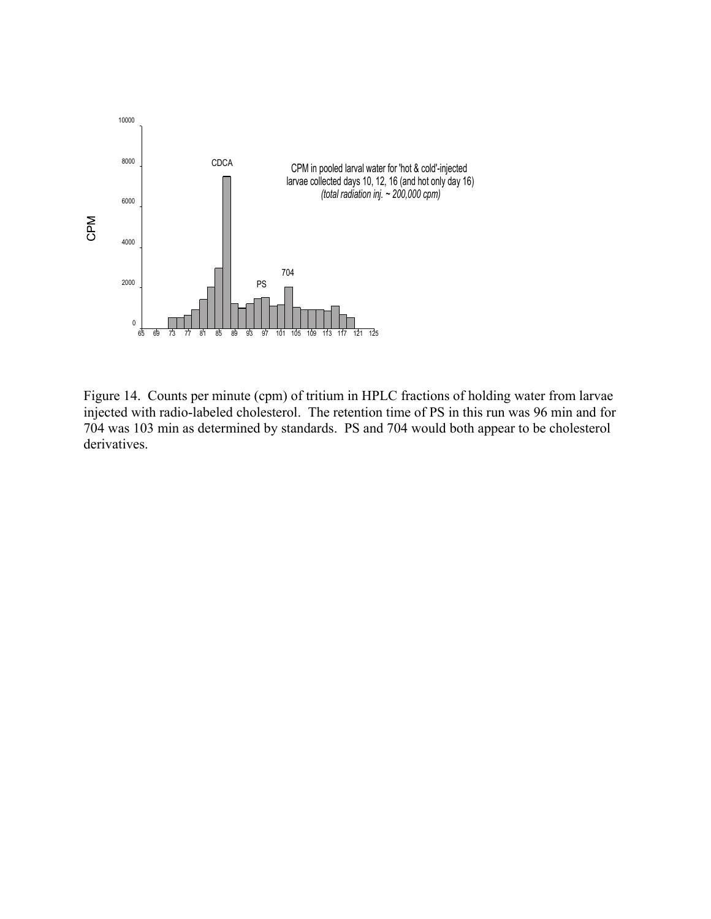CPM

10000

8000

6000

4000

2000

0

65 69 73 77 81 85 89 93 97 101 105 109 113 117 121 125

CDCA

PS

704

CPM in pooled larval water for 'hot & cold'-injected larvae collected days 10, 12, 16 (and hot only day 16)
*(total radiation inj. ~ 200,000 cpm)*

Figure 14. Counts per minute (cpm) of tritium in HPLC fractions of holding water from larvae injected with radio-labeled cholesterol. The retention time of PS in this run was 96 min and for 704 was 103 min as determined by standards. PS and 704 would both appear to be cholesterol derivatives.